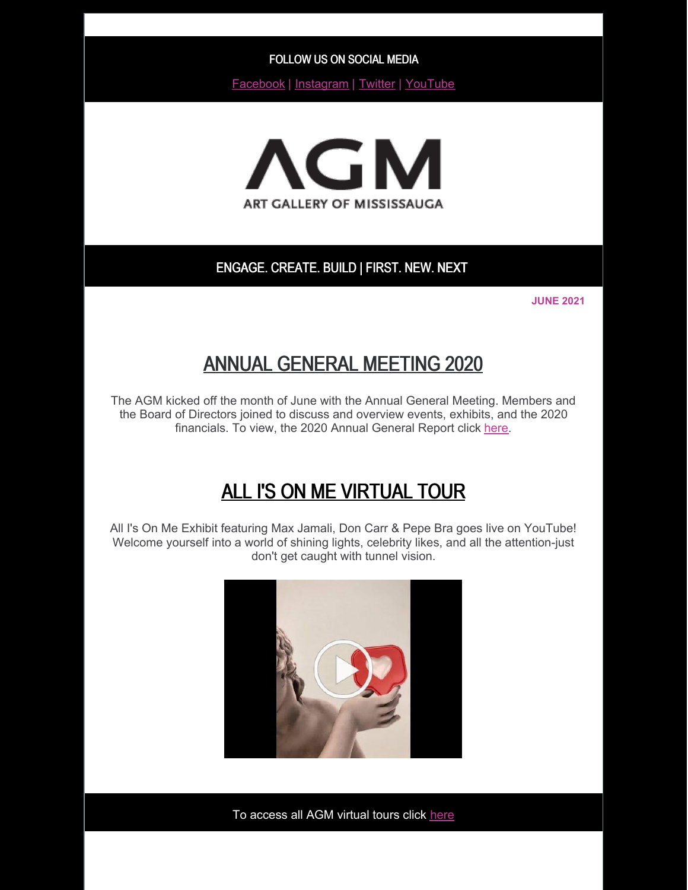FOLLOW US ON SOCIAL MEDIA

Facebook | Instagram | Twitter | YouTube

AGM

ART GALLERY OF MISSISSAUGA

ENGAGE. CREATE. BUILD | FIRST. NEW. NEXT

**JUNE 2021**

## ANNUAL GENERAL MEETING 2020

The AGM kicked off the month of June with the Annual General Meeting. Members and the Board of Directors joined to discuss and overview events, exhibits, and the 2020 financials. To view, the 2020 Annual General Report click here.

## ALL I'S ON ME VIRTUAL TOUR

All I's On Me Exhibit featuring Max Jamali, Don Carr & Pepe Bra goes live on YouTube! Welcome yourself into a world of shining lights, celebrity likes, and all the attention-just don't get caught with tunnel vision.

To access all AGM virtual tours click here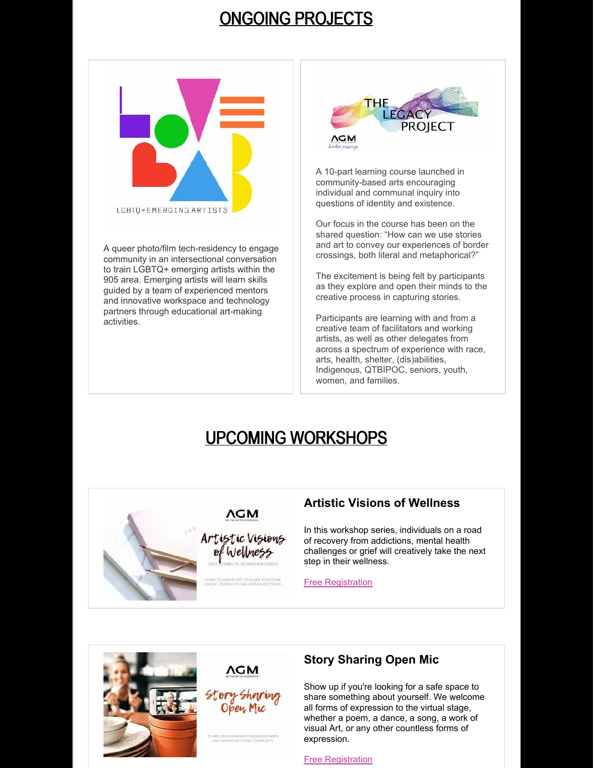## ONGOING PROJECTS

A queer photo/film tech-residency to engage community in an intersectional conversation to train LGBTQ+ emerging artists within the 905 area. Emerging artists will learn skills guided by a team of experienced mentors and innovative workspace and technology partners through educational art-making activities.

A 10-part learning course launched in community-based arts encouraging individual and communal inquiry into questions of identity and existence.

Our focus in the course has been on the shared question: "How can we use stories and art to convey our experiences of border crossings, both literal and metaphorical?"

The excitement is being felt by participants as they explore and open their minds to the creative process in capturing stories.

Participants are learning with and from a creative team of facilitators and working artists, as well as other delegates from across a spectrum of experience with race, arts, health, shelter, (dis)abilities, Indigenous, QTBIPOC, seniors, youth, women, and families.

## UPCOMING WORKSHOPS

### Artistic Visions of Wellness

In this workshop series, individuals on a road of recovery from addictions, mental health challenges or grief will creatively take the next step in their wellness.

Free Registration

### Story Sharing Open Mic

Show up if you're looking for a safe space to share something about yourself. We welcome all forms of expression to the virtual stage, whether a poem, a dance, a song, a work of visual Art, or any other countless forms of expression.

Free Registration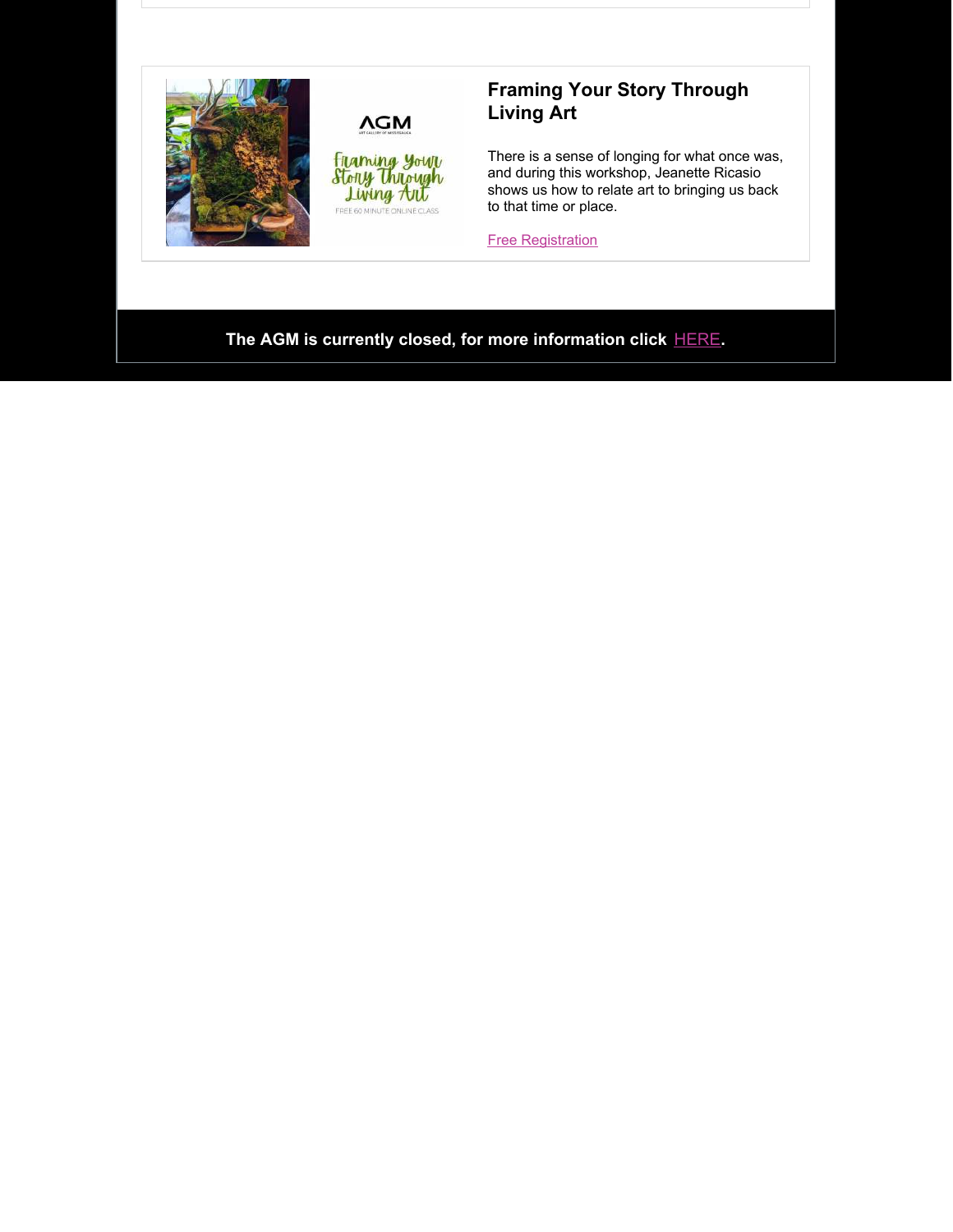### Framing Your Story Through Living Art

There is a sense of longing for what once was, and during this workshop, Jeanette Ricasio shows us how to relate art to bringing us back to that time or place.

Free Registration

**The AGM is currently closed, for more information click HERE.**